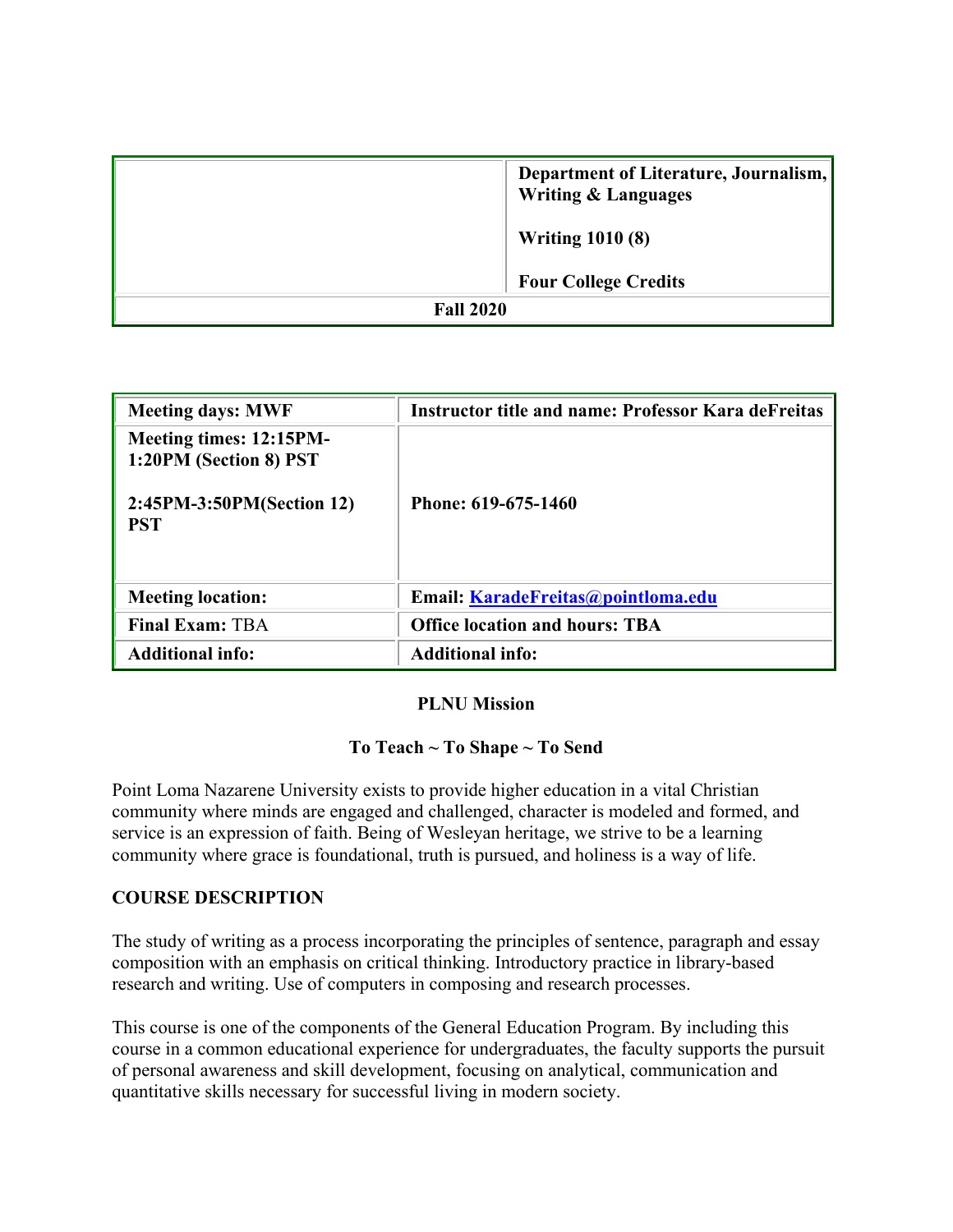| | Department of Literature, Journalism, Writing & Languages<br><br>Writing 1010 (8)<br><br>Four College Credits |
|---|---|
| **Fall 2020** | |

| **Meeting days: MWF** | **Instructor title and name: Professor Kara deFreitas** |
|---|---|
| **Meeting times: 12:15PM-1:20PM (Section 8) PST**<br><br>**2:45PM-3:50PM(Section 12) PST** | **Phone: 619-675-1460** |
| **Meeting location:** | **Email: [KaradeFreitas@pointloma.edu](mailto:KaradeFreitas@pointloma.edu)** |
| **Final Exam:** TBA | **Office location and hours: TBA** |
| **Additional info:** | **Additional info:** |

**PLNU Mission**

**To Teach ~ To Shape ~ To Send**

Point Loma Nazarene University exists to provide higher education in a vital Christian community where minds are engaged and challenged, character is modeled and formed, and service is an expression of faith. Being of Wesleyan heritage, we strive to be a learning community where grace is foundational, truth is pursued, and holiness is a way of life.

## COURSE DESCRIPTION

The study of writing as a process incorporating the principles of sentence, paragraph and essay composition with an emphasis on critical thinking. Introductory practice in library-based research and writing. Use of computers in composing and research processes.

This course is one of the components of the General Education Program. By including this course in a common educational experience for undergraduates, the faculty supports the pursuit of personal awareness and skill development, focusing on analytical, communication and quantitative skills necessary for successful living in modern society.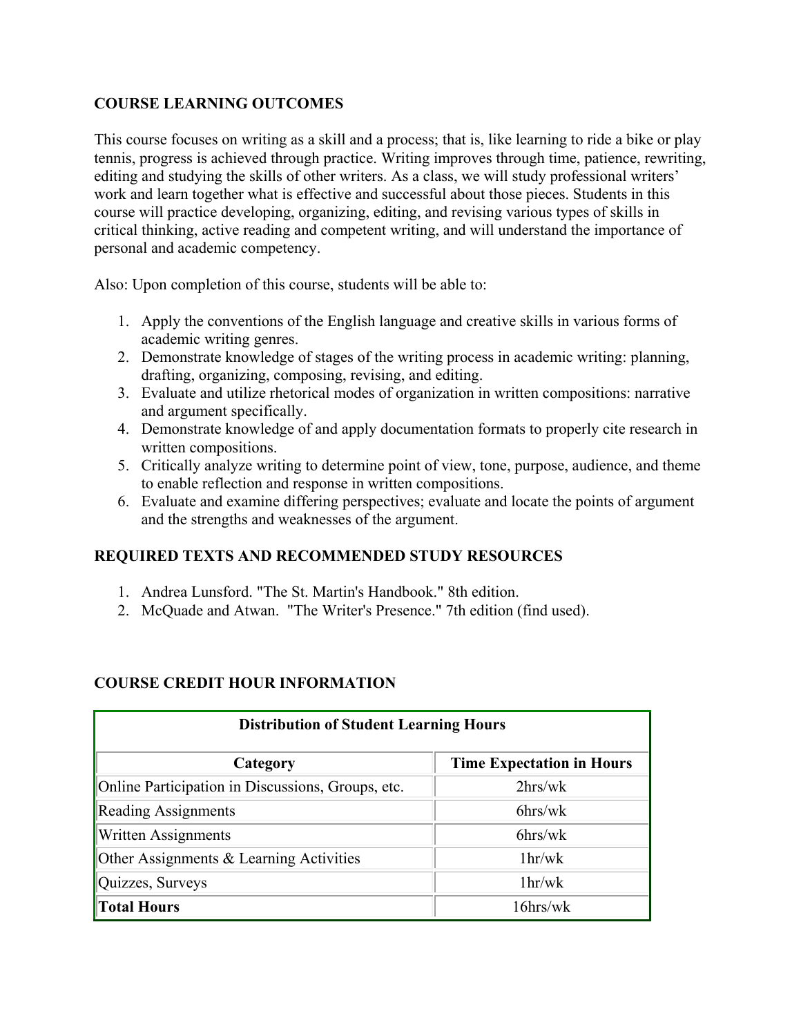## COURSE LEARNING OUTCOMES

This course focuses on writing as a skill and a process; that is, like learning to ride a bike or play tennis, progress is achieved through practice. Writing improves through time, patience, rewriting, editing and studying the skills of other writers. As a class, we will study professional writers' work and learn together what is effective and successful about those pieces. Students in this course will practice developing, organizing, editing, and revising various types of skills in critical thinking, active reading and competent writing, and will understand the importance of personal and academic competency.

Also: Upon completion of this course, students will be able to:

1. Apply the conventions of the English language and creative skills in various forms of academic writing genres.
2. Demonstrate knowledge of stages of the writing process in academic writing: planning, drafting, organizing, composing, revising, and editing.
3. Evaluate and utilize rhetorical modes of organization in written compositions: narrative and argument specifically.
4. Demonstrate knowledge of and apply documentation formats to properly cite research in written compositions.
5. Critically analyze writing to determine point of view, tone, purpose, audience, and theme to enable reflection and response in written compositions.
6. Evaluate and examine differing perspectives; evaluate and locate the points of argument and the strengths and weaknesses of the argument.

## REQUIRED TEXTS AND RECOMMENDED STUDY RESOURCES

1. Andrea Lunsford. "The St. Martin's Handbook." 8th edition.
2. McQuade and Atwan. "The Writer's Presence." 7th edition (find used).

## COURSE CREDIT HOUR INFORMATION

**Distribution of Student Learning Hours**

| Category | Time Expectation in Hours |
|---|---|
| Online Participation in Discussions, Groups, etc. | 2hrs/wk |
| Reading Assignments | 6hrs/wk |
| Written Assignments | 6hrs/wk |
| Other Assignments & Learning Activities | 1hr/wk |
| Quizzes, Surveys | 1hr/wk |
| **Total Hours** | 16hrs/wk |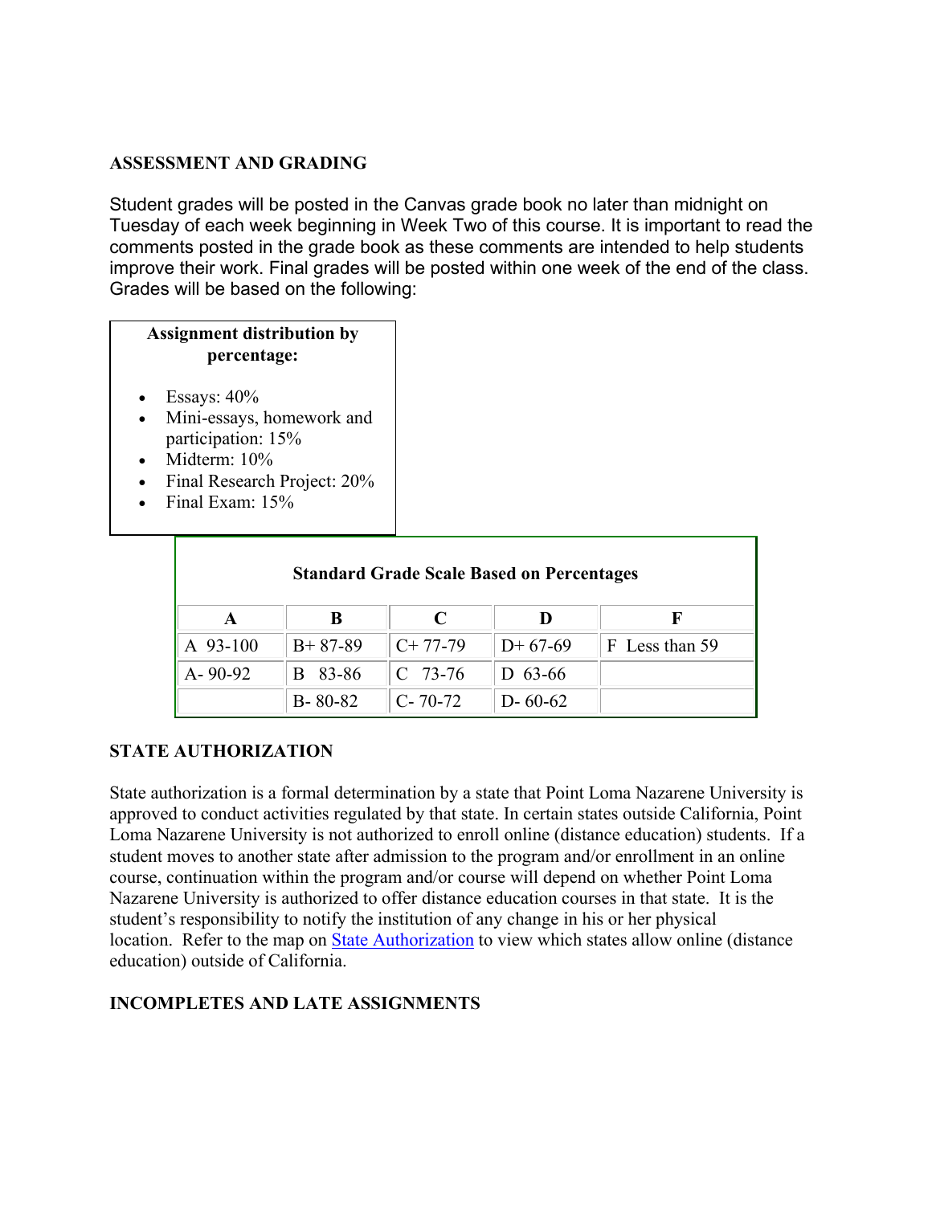## ASSESSMENT AND GRADING

Student grades will be posted in the Canvas grade book no later than midnight on Tuesday of each week beginning in Week Two of this course. It is important to read the comments posted in the grade book as these comments are intended to help students improve their work. Final grades will be posted within one week of the end of the class. Grades will be based on the following:

**Assignment distribution by percentage:**

- Essays: 40%
- Mini-essays, homework and participation: 15%
- Midterm: 10%
- Final Research Project: 20%
- Final Exam: 15%

**Standard Grade Scale Based on Percentages**

| A | B | C | D | F |
|---|---|---|---|---|
| A 93-100 | B+ 87-89 | C+ 77-79 | D+ 67-69 | F Less than 59 |
| A- 90-92 | B 83-86 | C 73-76 | D 63-66 | |
| | B- 80-82 | C- 70-72 | D- 60-62 | |

## STATE AUTHORIZATION

State authorization is a formal determination by a state that Point Loma Nazarene University is approved to conduct activities regulated by that state. In certain states outside California, Point Loma Nazarene University is not authorized to enroll online (distance education) students. If a student moves to another state after admission to the program and/or enrollment in an online course, continuation within the program and/or course will depend on whether Point Loma Nazarene University is authorized to offer distance education courses in that state. It is the student's responsibility to notify the institution of any change in his or her physical location. Refer to the map on [State Authorization] to view which states allow online (distance education) outside of California.

## INCOMPLETES AND LATE ASSIGNMENTS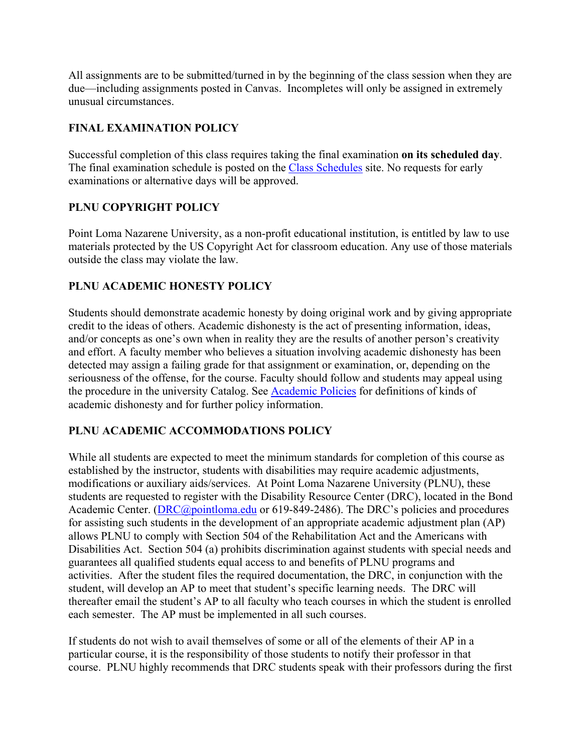All assignments are to be submitted/turned in by the beginning of the class session when they are due—including assignments posted in Canvas. Incompletes will only be assigned in extremely unusual circumstances.

**FINAL EXAMINATION POLICY**

Successful completion of this class requires taking the final examination **on its scheduled day**. The final examination schedule is posted on the [Class Schedules]() site. No requests for early examinations or alternative days will be approved.

**PLNU COPYRIGHT POLICY**

Point Loma Nazarene University, as a non-profit educational institution, is entitled by law to use materials protected by the US Copyright Act for classroom education. Any use of those materials outside the class may violate the law.

**PLNU ACADEMIC HONESTY POLICY**

Students should demonstrate academic honesty by doing original work and by giving appropriate credit to the ideas of others. Academic dishonesty is the act of presenting information, ideas, and/or concepts as one's own when in reality they are the results of another person's creativity and effort. A faculty member who believes a situation involving academic dishonesty has been detected may assign a failing grade for that assignment or examination, or, depending on the seriousness of the offense, for the course. Faculty should follow and students may appeal using the procedure in the university Catalog. See [Academic Policies]() for definitions of kinds of academic dishonesty and for further policy information.

**PLNU ACADEMIC ACCOMMODATIONS POLICY**

While all students are expected to meet the minimum standards for completion of this course as established by the instructor, students with disabilities may require academic adjustments, modifications or auxiliary aids/services. At Point Loma Nazarene University (PLNU), these students are requested to register with the Disability Resource Center (DRC), located in the Bond Academic Center. ([DRC@pointloma.edu]() or 619-849-2486). The DRC's policies and procedures for assisting such students in the development of an appropriate academic adjustment plan (AP) allows PLNU to comply with Section 504 of the Rehabilitation Act and the Americans with Disabilities Act. Section 504 (a) prohibits discrimination against students with special needs and guarantees all qualified students equal access to and benefits of PLNU programs and activities. After the student files the required documentation, the DRC, in conjunction with the student, will develop an AP to meet that student's specific learning needs. The DRC will thereafter email the student's AP to all faculty who teach courses in which the student is enrolled each semester. The AP must be implemented in all such courses.

If students do not wish to avail themselves of some or all of the elements of their AP in a particular course, it is the responsibility of those students to notify their professor in that course. PLNU highly recommends that DRC students speak with their professors during the first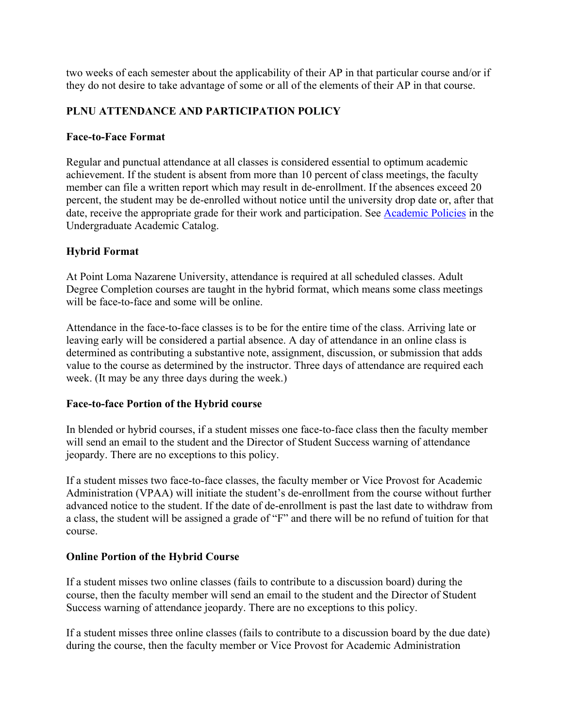two weeks of each semester about the applicability of their AP in that particular course and/or if they do not desire to take advantage of some or all of the elements of their AP in that course.

## PLNU ATTENDANCE AND PARTICIPATION POLICY

### Face-to-Face Format

Regular and punctual attendance at all classes is considered essential to optimum academic achievement. If the student is absent from more than 10 percent of class meetings, the faculty member can file a written report which may result in de-enrollment. If the absences exceed 20 percent, the student may be de-enrolled without notice until the university drop date or, after that date, receive the appropriate grade for their work and participation. See [Academic Policies]() in the Undergraduate Academic Catalog.

### Hybrid Format

At Point Loma Nazarene University, attendance is required at all scheduled classes. Adult Degree Completion courses are taught in the hybrid format, which means some class meetings will be face-to-face and some will be online.

Attendance in the face-to-face classes is to be for the entire time of the class. Arriving late or leaving early will be considered a partial absence. A day of attendance in an online class is determined as contributing a substantive note, assignment, discussion, or submission that adds value to the course as determined by the instructor. Three days of attendance are required each week. (It may be any three days during the week.)

### Face-to-face Portion of the Hybrid course

In blended or hybrid courses, if a student misses one face-to-face class then the faculty member will send an email to the student and the Director of Student Success warning of attendance jeopardy. There are no exceptions to this policy.

If a student misses two face-to-face classes, the faculty member or Vice Provost for Academic Administration (VPAA) will initiate the student's de-enrollment from the course without further advanced notice to the student. If the date of de-enrollment is past the last date to withdraw from a class, the student will be assigned a grade of "F" and there will be no refund of tuition for that course.

### Online Portion of the Hybrid Course

If a student misses two online classes (fails to contribute to a discussion board) during the course, then the faculty member will send an email to the student and the Director of Student Success warning of attendance jeopardy. There are no exceptions to this policy.

If a student misses three online classes (fails to contribute to a discussion board by the due date) during the course, then the faculty member or Vice Provost for Academic Administration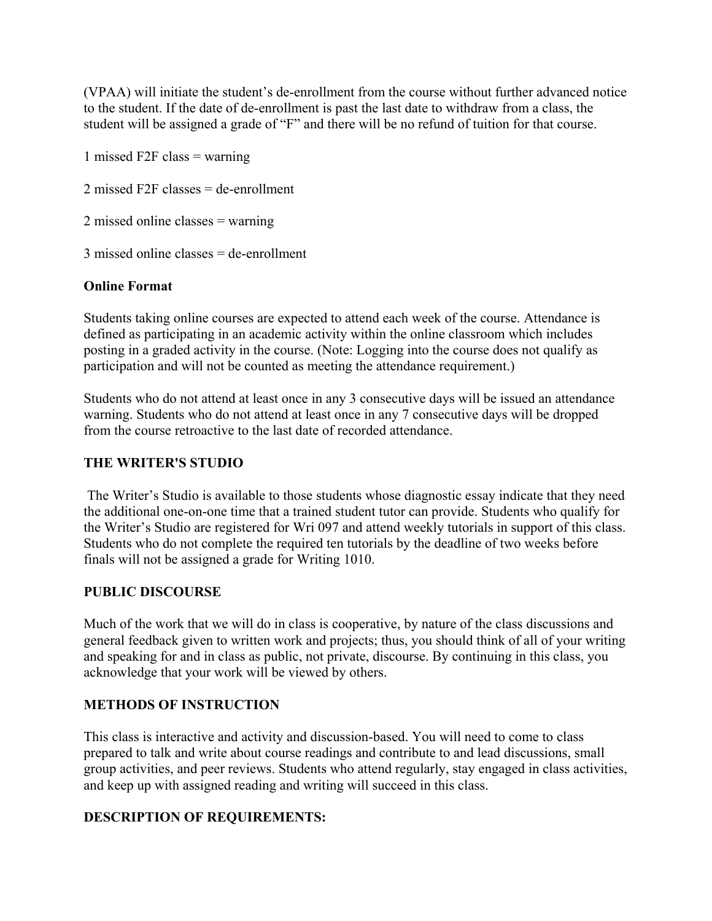(VPAA) will initiate the student's de-enrollment from the course without further advanced notice to the student. If the date of de-enrollment is past the last date to withdraw from a class, the student will be assigned a grade of "F" and there will be no refund of tuition for that course.

1 missed F2F class = warning

2 missed F2F classes = de-enrollment

2 missed online classes = warning

3 missed online classes = de-enrollment

**Online Format**

Students taking online courses are expected to attend each week of the course. Attendance is defined as participating in an academic activity within the online classroom which includes posting in a graded activity in the course. (Note: Logging into the course does not qualify as participation and will not be counted as meeting the attendance requirement.)

Students who do not attend at least once in any 3 consecutive days will be issued an attendance warning. Students who do not attend at least once in any 7 consecutive days will be dropped from the course retroactive to the last date of recorded attendance.

**THE WRITER'S STUDIO**

The Writer's Studio is available to those students whose diagnostic essay indicate that they need the additional one-on-one time that a trained student tutor can provide. Students who qualify for the Writer's Studio are registered for Wri 097 and attend weekly tutorials in support of this class. Students who do not complete the required ten tutorials by the deadline of two weeks before finals will not be assigned a grade for Writing 1010.

**PUBLIC DISCOURSE**

Much of the work that we will do in class is cooperative, by nature of the class discussions and general feedback given to written work and projects; thus, you should think of all of your writing and speaking for and in class as public, not private, discourse. By continuing in this class, you acknowledge that your work will be viewed by others.

**METHODS OF INSTRUCTION**

This class is interactive and activity and discussion-based. You will need to come to class prepared to talk and write about course readings and contribute to and lead discussions, small group activities, and peer reviews. Students who attend regularly, stay engaged in class activities, and keep up with assigned reading and writing will succeed in this class.

**DESCRIPTION OF REQUIREMENTS:**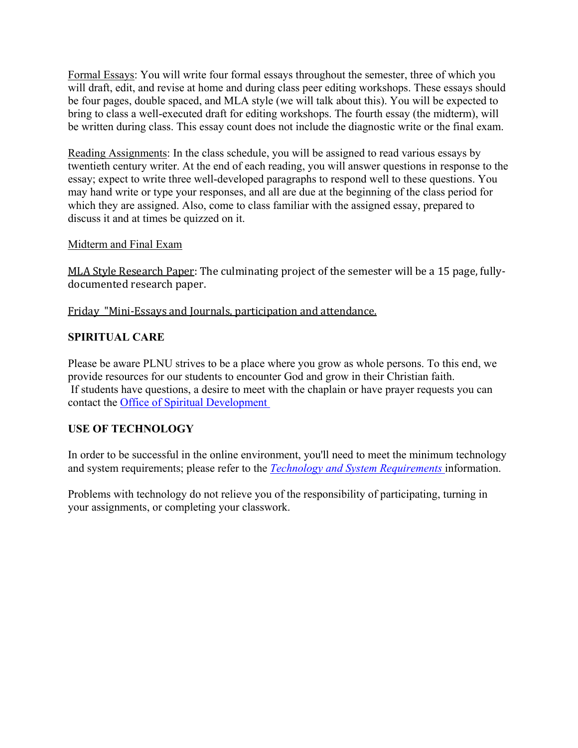Formal Essays: You will write four formal essays throughout the semester, three of which you will draft, edit, and revise at home and during class peer editing workshops. These essays should be four pages, double spaced, and MLA style (we will talk about this). You will be expected to bring to class a well-executed draft for editing workshops. The fourth essay (the midterm), will be written during class. This essay count does not include the diagnostic write or the final exam.

Reading Assignments: In the class schedule, you will be assigned to read various essays by twentieth century writer. At the end of each reading, you will answer questions in response to the essay; expect to write three well-developed paragraphs to respond well to these questions. You may hand write or type your responses, and all are due at the beginning of the class period for which they are assigned. Also, come to class familiar with the assigned essay, prepared to discuss it and at times be quizzed on it.

Midterm and Final Exam

MLA Style Research Paper: The culminating project of the semester will be a 15 page, fully-documented research paper.

Friday "Mini-Essays and Journals, participation and attendance.

**SPIRITUAL CARE**

Please be aware PLNU strives to be a place where you grow as whole persons. To this end, we provide resources for our students to encounter God and grow in their Christian faith.
If students have questions, a desire to meet with the chaplain or have prayer requests you can contact the Office of Spiritual Development

**USE OF TECHNOLOGY**

In order to be successful in the online environment, you'll need to meet the minimum technology and system requirements; please refer to the *Technology and System Requirements* information.

Problems with technology do not relieve you of the responsibility of participating, turning in your assignments, or completing your classwork.